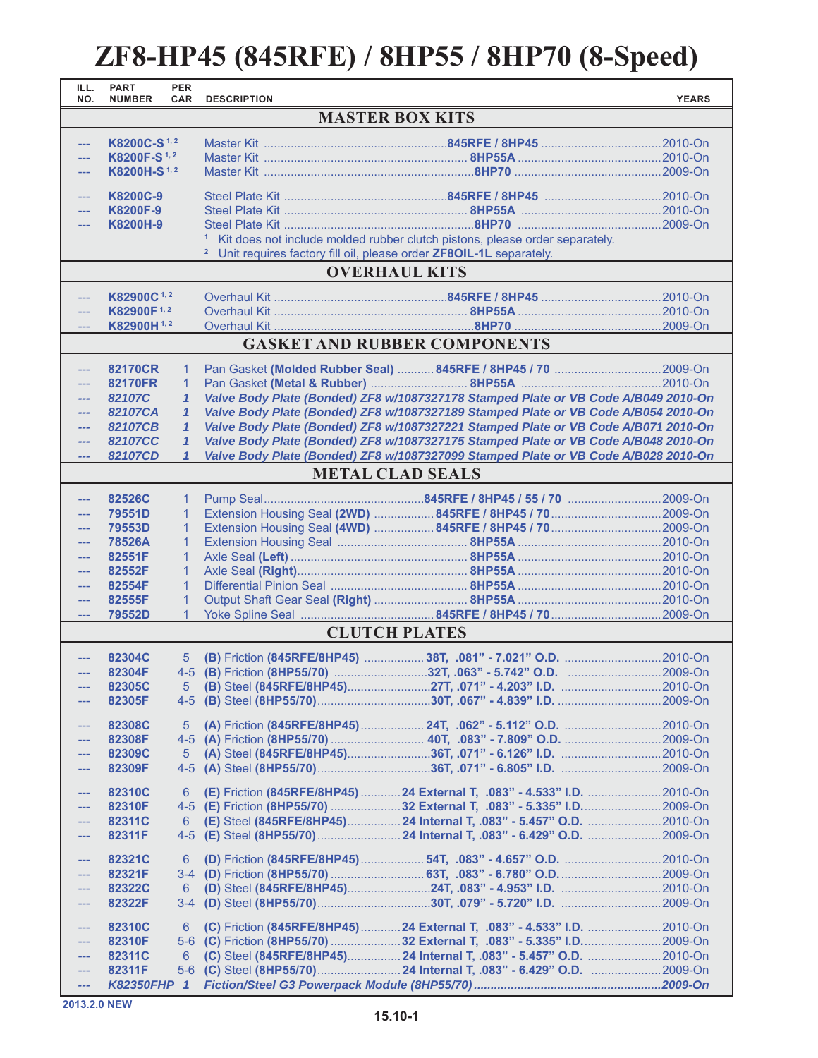# ZF8-HP45 (845RFE) / 8HP55 / 8HP70 (8-Speed)

| ILL. NO. | PART NUMBER | PER CAR | DESCRIPTION | YEARS |
|---|---|---|---|---|
| | | | **MASTER BOX KITS** | |
| --- | **K8200C-S** [1,2] | | Master Kit ....... **845RFE / 8HP45** | 2010-On |
| --- | **K8200F-S** [1,2] | | Master Kit ....... **8HP55A** | 2010-On |
| --- | **K8200H-S** [1,2] | | Master Kit ....... **8HP70** | 2009-On |
| --- | **K8200C-9** | | Steel Plate Kit ....... **845RFE / 8HP45** | 2010-On |
| --- | **K8200F-9** | | Steel Plate Kit ....... **8HP55A** | 2010-On |
| --- | **K8200H-9** | | Steel Plate Kit ....... **8HP70** | 2009-On |
| | | | [1] Kit does not include molded rubber clutch pistons, please order separately. | |
| | | | [2] Unit requires factory fill oil, please order **ZF8OIL-1L** separately. | |
| | | | **OVERHAUL KITS** | |
| --- | **K82900C** [1,2] | | Overhaul Kit ....... **845RFE / 8HP45** | 2010-On |
| --- | **K82900F** [1,2] | | Overhaul Kit ....... **8HP55A** | 2010-On |
| --- | **K82900H** [1,2] | | Overhaul Kit ....... **8HP70** | 2009-On |
| | | | **GASKET AND RUBBER COMPONENTS** | |
| --- | **82170CR** | 1 | Pan Gasket **(Molded Rubber Seal)** ....... **845RFE / 8HP45 / 70** | 2009-On |
| --- | **82170FR** | 1 | Pan Gasket **(Metal & Rubber)** ....... **8HP55A** | 2010-On |
| --- | ***82107C*** | ***1*** | ***Valve Body Plate (Bonded) ZF8 w/1087327178 Stamped Plate or VB Code A/B049*** | ***2010-On*** |
| --- | ***82107CA*** | ***1*** | ***Valve Body Plate (Bonded) ZF8 w/1087327189 Stamped Plate or VB Code A/B054*** | ***2010-On*** |
| --- | ***82107CB*** | ***1*** | ***Valve Body Plate (Bonded) ZF8 w/1087327221 Stamped Plate or VB Code A/B071*** | ***2010-On*** |
| --- | ***82107CC*** | ***1*** | ***Valve Body Plate (Bonded) ZF8 w/1087327175 Stamped Plate or VB Code A/B048*** | ***2010-On*** |
| --- | ***82107CD*** | ***1*** | ***Valve Body Plate (Bonded) ZF8 w/1087327099 Stamped Plate or VB Code A/B028*** | ***2010-On*** |
| | | | **METAL CLAD SEALS** | |
| --- | **82526C** | 1 | Pump Seal....... **845RFE / 8HP45 / 55 / 70** | 2009-On |
| --- | **79551D** | 1 | Extension Housing Seal **(2WD)** ....... **845RFE / 8HP45 / 70** | 2009-On |
| --- | **79553D** | 1 | Extension Housing Seal **(4WD)** ....... **845RFE / 8HP45 / 70** | 2009-On |
| --- | **78526A** | 1 | Extension Housing Seal ....... **8HP55A** | 2010-On |
| --- | **82551F** | 1 | Axle Seal **(Left)** ....... **8HP55A** | 2010-On |
| --- | **82552F** | 1 | Axle Seal **(Right)**....... **8HP55A** | 2010-On |
| --- | **82554F** | 1 | Differential Pinion Seal ....... **8HP55A** | 2010-On |
| --- | **82555F** | 1 | Output Shaft Gear Seal **(Right)** ....... **8HP55A** | 2010-On |
| --- | **79552D** | 1 | Yoke Spline Seal ....... **845RFE / 8HP45 / 70** | 2009-On |
| | | | **CLUTCH PLATES** | |
| --- | **82304C** | 5 | **(B)** Friction **(845RFE/8HP45)** ....... **38T, .081" - 7.021" O.D.** | 2010-On |
| --- | **82304F** | 4-5 | **(B)** Friction **(8HP55/70)** ....... **32T, .063" - 5.742" O.D.** | 2009-On |
| --- | **82305C** | 5 | **(B)** Steel **(845RFE/8HP45)**....... **27T, .071" - 4.203" I.D.** | 2010-On |
| --- | **82305F** | 4-5 | **(B)** Steel **(8HP55/70)**....... **30T, .067" - 4.839" I.D.** | 2009-On |
| --- | **82308C** | 5 | **(A)** Friction **(845RFE/8HP45)**....... **24T, .062" - 5.112" O.D.** | 2010-On |
| --- | **82308F** | 4-5 | **(A)** Friction **(8HP55/70)** ....... **40T, .083" - 7.809" O.D.** | 2009-On |
| --- | **82309C** | 5 | **(A)** Steel **(845RFE/8HP45)**....... **36T, .071" - 6.126" I.D.** | 2010-On |
| --- | **82309F** | 4-5 | **(A)** Steel **(8HP55/70)**....... **36T, .071" - 6.805" I.D.** | 2009-On |
| --- | **82310C** | 6 | **(E)** Friction **(845RFE/8HP45)** ....... **24 External T, .083" - 4.533" I.D.** | 2010-On |
| --- | **82310F** | 4-5 | **(E)** Friction **(8HP55/70)** ....... **32 External T, .083" - 5.335" I.D.** | 2009-On |
| --- | **82311C** | 6 | **(E)** Steel **(845RFE/8HP45)**....... **24 Internal T, .083" - 5.457" O.D.** | 2010-On |
| --- | **82311F** | 4-5 | **(E)** Steel **(8HP55/70)**....... **24 Internal T, .083" - 6.429" O.D.** | 2009-On |
| --- | **82321C** | 6 | **(D)** Friction **(845RFE/8HP45)**....... **54T, .083" - 4.657" O.D.** | 2010-On |
| --- | **82321F** | 3-4 | **(D)** Friction **(8HP55/70)** ....... **63T, .083" - 6.780" O.D.** | 2009-On |
| --- | **82322C** | 6 | **(D)** Steel **(845RFE/8HP45)**....... **24T, .083" - 4.953" I.D.** | 2010-On |
| --- | **82322F** | 3-4 | **(D)** Steel **(8HP55/70)**....... **30T, .079" - 5.720" I.D.** | 2009-On |
| --- | **82310C** | 6 | **(C)** Friction **(845RFE/8HP45)** ....... **24 External T, .083" - 4.533" I.D.** | 2010-On |
| --- | **82310F** | 5-6 | **(C)** Friction **(8HP55/70)** ....... **32 External T, .083" - 5.335" I.D.** | 2009-On |
| --- | **82311C** | 6 | **(C)** Steel **(845RFE/8HP45)**....... **24 Internal T, .083" - 5.457" O.D.** | 2010-On |
| --- | **82311F** | 5-6 | **(C)** Steel **(8HP55/70)**....... **24 Internal T, .083" - 6.429" O.D.** | 2009-On |
| --- | ***K82350FHP*** | ***1*** | ***Fiction/Steel G3 Powerpack Module (8HP55/70)*** | ***2009-On*** |

**2013.2.0 NEW**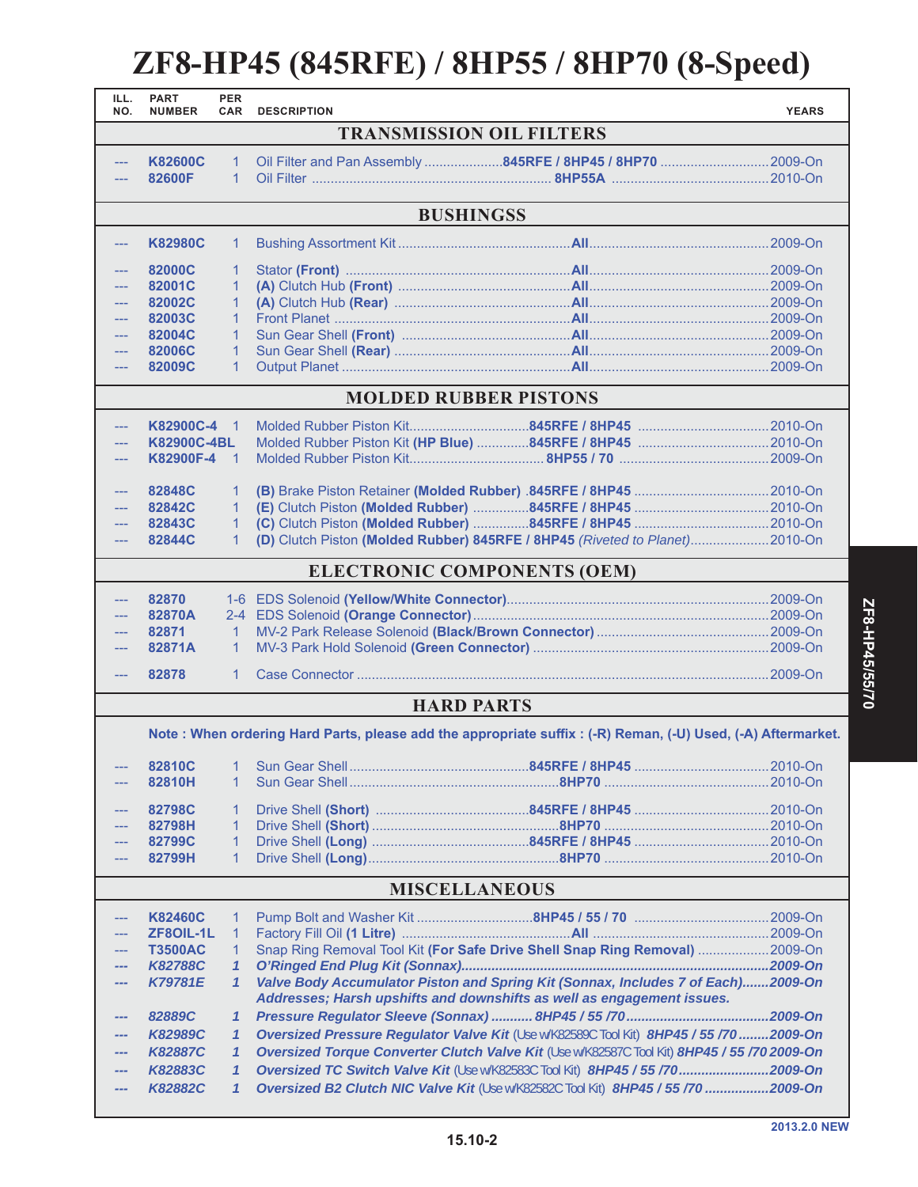# ZF8-HP45 (845RFE) / 8HP55 / 8HP70 (8-Speed)

| ILL. NO. | PART NUMBER | PER CAR | DESCRIPTION | YEARS |
|---|---|---|---|---|
| | | | **TRANSMISSION OIL FILTERS** | |
| --- | **K82600C** | 1 | Oil Filter and Pan Assembly .................... **845RFE / 8HP45 / 8HP70** | 2009-On |
| --- | **82600F** | 1 | Oil Filter .................... **8HP55A** | 2010-On |
| | | | **BUSHINGSS** | |
| --- | **K82980C** | 1 | Bushing Assortment Kit .................... **All** | 2009-On |
| --- | **82000C** | 1 | Stator **(Front)** .................... **All** | 2009-On |
| --- | **82001C** | 1 | **(A)** Clutch Hub **(Front)** .................... **All** | 2009-On |
| --- | **82002C** | 1 | **(A)** Clutch Hub **(Rear)** .................... **All** | 2009-On |
| --- | **82003C** | 1 | Front Planet .................... **All** | 2009-On |
| --- | **82004C** | 1 | Sun Gear Shell **(Front)** .................... **All** | 2009-On |
| --- | **82006C** | 1 | Sun Gear Shell **(Rear)** .................... **All** | 2009-On |
| --- | **82009C** | 1 | Output Planet .................... **All** | 2009-On |
| | | | **MOLDED RUBBER PISTONS** | |
| --- | **K82900C-4** | 1 | Molded Rubber Piston Kit.................... **845RFE / 8HP45** | 2010-On |
| --- | **K82900C-4BL** | | Molded Rubber Piston Kit **(HP Blue)** .................... **845RFE / 8HP45** | 2010-On |
| --- | **K82900F-4** | 1 | Molded Rubber Piston Kit.................... **8HP55 / 70** | 2009-On |
| --- | **82848C** | 1 | **(B)** Brake Piston Retainer **(Molded Rubber)** .**845RFE / 8HP45** | 2010-On |
| --- | **82842C** | 1 | **(E)** Clutch Piston **(Molded Rubber)** .................... **845RFE / 8HP45** | 2010-On |
| --- | **82843C** | 1 | **(C)** Clutch Piston **(Molded Rubber)** .................... **845RFE / 8HP45** | 2010-On |
| --- | **82844C** | 1 | **(D)** Clutch Piston **(Molded Rubber) 845RFE / 8HP45** *(Riveted to Planet)* | 2010-On |
| | | | **ELECTRONIC COMPONENTS (OEM)** | |
| --- | **82870** | 1-6 | EDS Solenoid **(Yellow/White Connector)** | 2009-On |
| --- | **82870A** | 2-4 | EDS Solenoid **(Orange Connector)** | 2009-On |
| --- | **82871** | 1 | MV-2 Park Release Solenoid **(Black/Brown Connector)** | 2009-On |
| --- | **82871A** | 1 | MV-3 Park Hold Solenoid **(Green Connector)** | 2009-On |
| --- | **82878** | 1 | Case Connector | 2009-On |
| | | | **HARD PARTS** | |
| | **Note : When ordering Hard Parts, please add the appropriate suffix : (-R) Reman, (-U) Used, (-A) Aftermarket.** | | | |
| --- | **82810C** | 1 | Sun Gear Shell.................... **845RFE / 8HP45** | 2010-On |
| --- | **82810H** | 1 | Sun Gear Shell.................... **8HP70** | 2010-On |
| --- | **82798C** | 1 | Drive Shell **(Short)** .................... **845RFE / 8HP45** | 2010-On |
| --- | **82798H** | 1 | Drive Shell **(Short)**.................... **8HP70** | 2010-On |
| --- | **82799C** | 1 | Drive Shell **(Long)** .................... **845RFE / 8HP45** | 2010-On |
| --- | **82799H** | 1 | Drive Shell **(Long)**.................... **8HP70** | 2010-On |
| | | | **MISCELLANEOUS** | |
| --- | **K82460C** | 1 | Pump Bolt and Washer Kit .................... **8HP45 / 55 / 70** | 2009-On |
| --- | **ZF8OIL-1L** | 1 | Factory Fill Oil **(1 Litre)** .................... **All** | 2009-On |
| --- | **T3500AC** | 1 | Snap Ring Removal Tool Kit **(For Safe Drive Shell Snap Ring Removal)** | 2009-On |
| --- | ***K82788C*** | ***1*** | ***O'Ringed End Plug Kit (Sonnax)*** | ***2009-On*** |
| --- | ***K79781E*** | ***1*** | ***Valve Body Accumulator Piston and Spring Kit (Sonnax, Includes 7 of Each). Addresses; Harsh upshifts and downshifts as well as engagement issues.*** | ***2009-On*** |
| --- | ***82889C*** | ***1*** | ***Pressure Regulator Sleeve (Sonnax) .......... 8HP45 / 55 /70*** | ***2009-On*** |
| --- | ***K82989C*** | ***1*** | ***Oversized Pressure Regulator Valve Kit** (Use w/K82589C Tool Kit) **8HP45 / 55 /70*** | ***2009-On*** |
| --- | ***K82887C*** | ***1*** | ***Oversized Torque Converter Clutch Valve Kit** (Use w/K82587C Tool Kit) **8HP45 / 55 /70*** | ***2009-On*** |
| --- | ***K82883C*** | ***1*** | ***Oversized TC Switch Valve Kit** (Use w/K82583C Tool Kit) **8HP45 / 55 /70*** | ***2009-On*** |
| --- | ***K82882C*** | ***1*** | ***Oversized B2 Clutch NIC Valve Kit** (Use w/K82582C Tool Kit) **8HP45 / 55 /70*** | ***2009-On*** |

2013.2.0 NEW